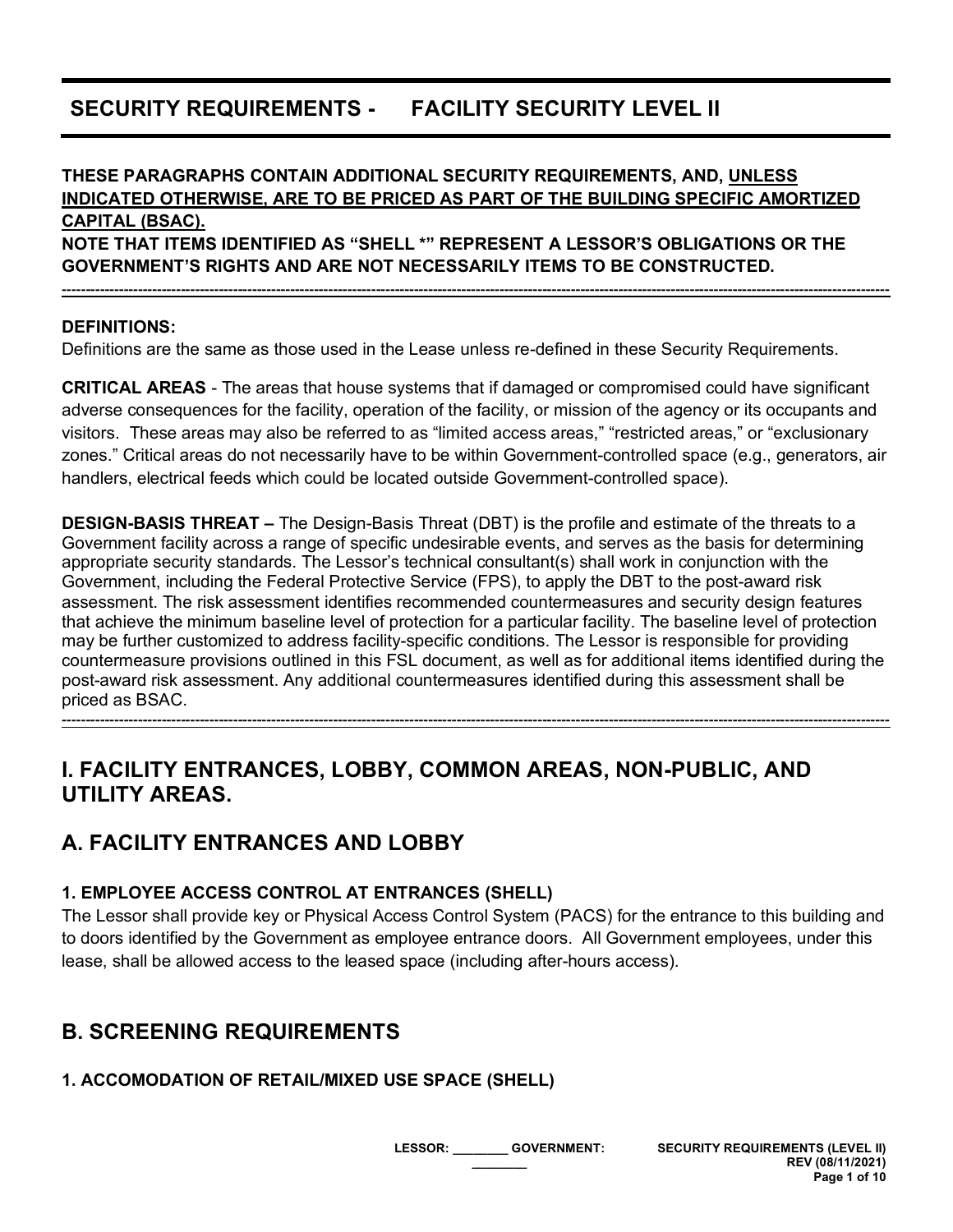# SECURITY REQUIREMENTS - FACILITY SECURITY LEVEL II

**THESE PARAGRAPHS CONTAIN ADDITIONAL SECURITY REQUIREMENTS, AND, UNLESS INDICATED OTHERWISE, ARE TO BE PRICED AS PART OF THE BUILDING SPECIFIC AMORTIZED CAPITAL (BSAC).**
**NOTE THAT ITEMS IDENTIFIED AS "SHELL *" REPRESENT A LESSOR'S OBLIGATIONS OR THE GOVERNMENT'S RIGHTS AND ARE NOT NECESSARILY ITEMS TO BE CONSTRUCTED.**

---

**DEFINITIONS:**
Definitions are the same as those used in the Lease unless re-defined in these Security Requirements.

**CRITICAL AREAS** - The areas that house systems that if damaged or compromised could have significant adverse consequences for the facility, operation of the facility, or mission of the agency or its occupants and visitors. These areas may also be referred to as "limited access areas," "restricted areas," or "exclusionary zones." Critical areas do not necessarily have to be within Government-controlled space (e.g., generators, air handlers, electrical feeds which could be located outside Government-controlled space).

**DESIGN-BASIS THREAT –** The Design-Basis Threat (DBT) is the profile and estimate of the threats to a Government facility across a range of specific undesirable events, and serves as the basis for determining appropriate security standards. The Lessor's technical consultant(s) shall work in conjunction with the Government, including the Federal Protective Service (FPS), to apply the DBT to the post-award risk assessment. The risk assessment identifies recommended countermeasures and security design features that achieve the minimum baseline level of protection for a particular facility. The baseline level of protection may be further customized to address facility-specific conditions. The Lessor is responsible for providing countermeasure provisions outlined in this FSL document, as well as for additional items identified during the post-award risk assessment. Any additional countermeasures identified during this assessment shall be priced as BSAC.

---

## I. FACILITY ENTRANCES, LOBBY, COMMON AREAS, NON-PUBLIC, AND UTILITY AREAS.

## A. FACILITY ENTRANCES AND LOBBY

### 1. EMPLOYEE ACCESS CONTROL AT ENTRANCES (SHELL)

The Lessor shall provide key or Physical Access Control System (PACS) for the entrance to this building and to doors identified by the Government as employee entrance doors. All Government employees, under this lease, shall be allowed access to the leased space (including after-hours access).

## B. SCREENING REQUIREMENTS

### 1. ACCOMODATION OF RETAIL/MIXED USE SPACE (SHELL)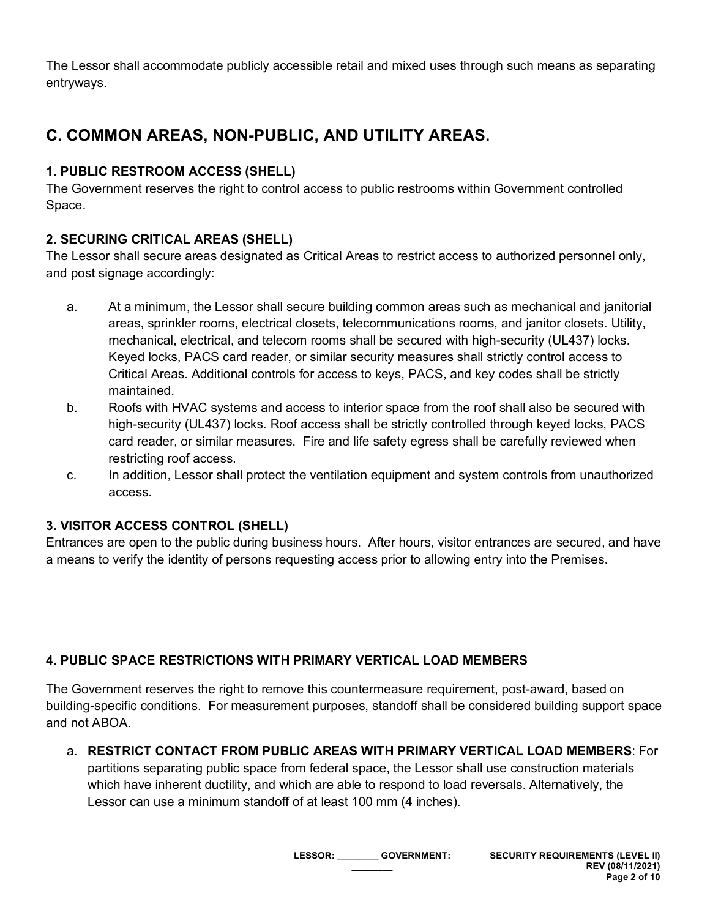The Lessor shall accommodate publicly accessible retail and mixed uses through such means as separating entryways.

## C. COMMON AREAS, NON-PUBLIC, AND UTILITY AREAS.

### 1. PUBLIC RESTROOM ACCESS (SHELL)

The Government reserves the right to control access to public restrooms within Government controlled Space.

### 2. SECURING CRITICAL AREAS (SHELL)

The Lessor shall secure areas designated as Critical Areas to restrict access to authorized personnel only, and post signage accordingly:

a. At a minimum, the Lessor shall secure building common areas such as mechanical and janitorial areas, sprinkler rooms, electrical closets, telecommunications rooms, and janitor closets. Utility, mechanical, electrical, and telecom rooms shall be secured with high-security (UL437) locks. Keyed locks, PACS card reader, or similar security measures shall strictly control access to Critical Areas. Additional controls for access to keys, PACS, and key codes shall be strictly maintained.

b. Roofs with HVAC systems and access to interior space from the roof shall also be secured with high-security (UL437) locks. Roof access shall be strictly controlled through keyed locks, PACS card reader, or similar measures. Fire and life safety egress shall be carefully reviewed when restricting roof access.

c. In addition, Lessor shall protect the ventilation equipment and system controls from unauthorized access.

### 3. VISITOR ACCESS CONTROL (SHELL)

Entrances are open to the public during business hours. After hours, visitor entrances are secured, and have a means to verify the identity of persons requesting access prior to allowing entry into the Premises.

### 4. PUBLIC SPACE RESTRICTIONS WITH PRIMARY VERTICAL LOAD MEMBERS

The Government reserves the right to remove this countermeasure requirement, post-award, based on building-specific conditions. For measurement purposes, standoff shall be considered building support space and not ABOA.

a. **RESTRICT CONTACT FROM PUBLIC AREAS WITH PRIMARY VERTICAL LOAD MEMBERS**: For partitions separating public space from federal space, the Lessor shall use construction materials which have inherent ductility, and which are able to respond to load reversals. Alternatively, the Lessor can use a minimum standoff of at least 100 mm (4 inches).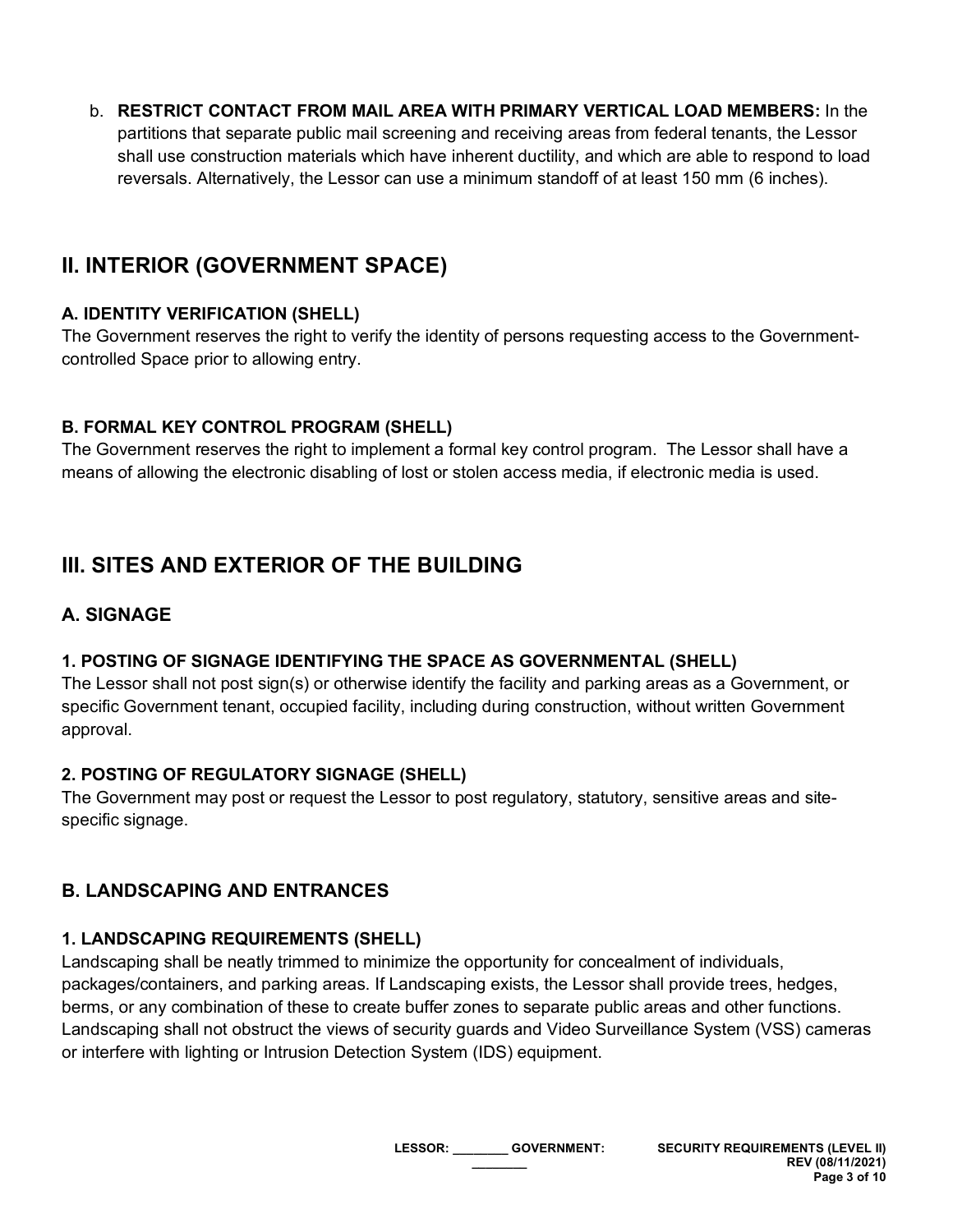b. **RESTRICT CONTACT FROM MAIL AREA WITH PRIMARY VERTICAL LOAD MEMBERS:** In the partitions that separate public mail screening and receiving areas from federal tenants, the Lessor shall use construction materials which have inherent ductility, and which are able to respond to load reversals. Alternatively, the Lessor can use a minimum standoff of at least 150 mm (6 inches).

## II. INTERIOR (GOVERNMENT SPACE)

### A. IDENTITY VERIFICATION (SHELL)

The Government reserves the right to verify the identity of persons requesting access to the Government-controlled Space prior to allowing entry.

### B. FORMAL KEY CONTROL PROGRAM (SHELL)

The Government reserves the right to implement a formal key control program. The Lessor shall have a means of allowing the electronic disabling of lost or stolen access media, if electronic media is used.

## III. SITES AND EXTERIOR OF THE BUILDING

### A. SIGNAGE

#### 1. POSTING OF SIGNAGE IDENTIFYING THE SPACE AS GOVERNMENTAL (SHELL)

The Lessor shall not post sign(s) or otherwise identify the facility and parking areas as a Government, or specific Government tenant, occupied facility, including during construction, without written Government approval.

#### 2. POSTING OF REGULATORY SIGNAGE (SHELL)

The Government may post or request the Lessor to post regulatory, statutory, sensitive areas and site-specific signage.

### B. LANDSCAPING AND ENTRANCES

#### 1. LANDSCAPING REQUIREMENTS (SHELL)

Landscaping shall be neatly trimmed to minimize the opportunity for concealment of individuals, packages/containers, and parking areas. If Landscaping exists, the Lessor shall provide trees, hedges, berms, or any combination of these to create buffer zones to separate public areas and other functions. Landscaping shall not obstruct the views of security guards and Video Surveillance System (VSS) cameras or interfere with lighting or Intrusion Detection System (IDS) equipment.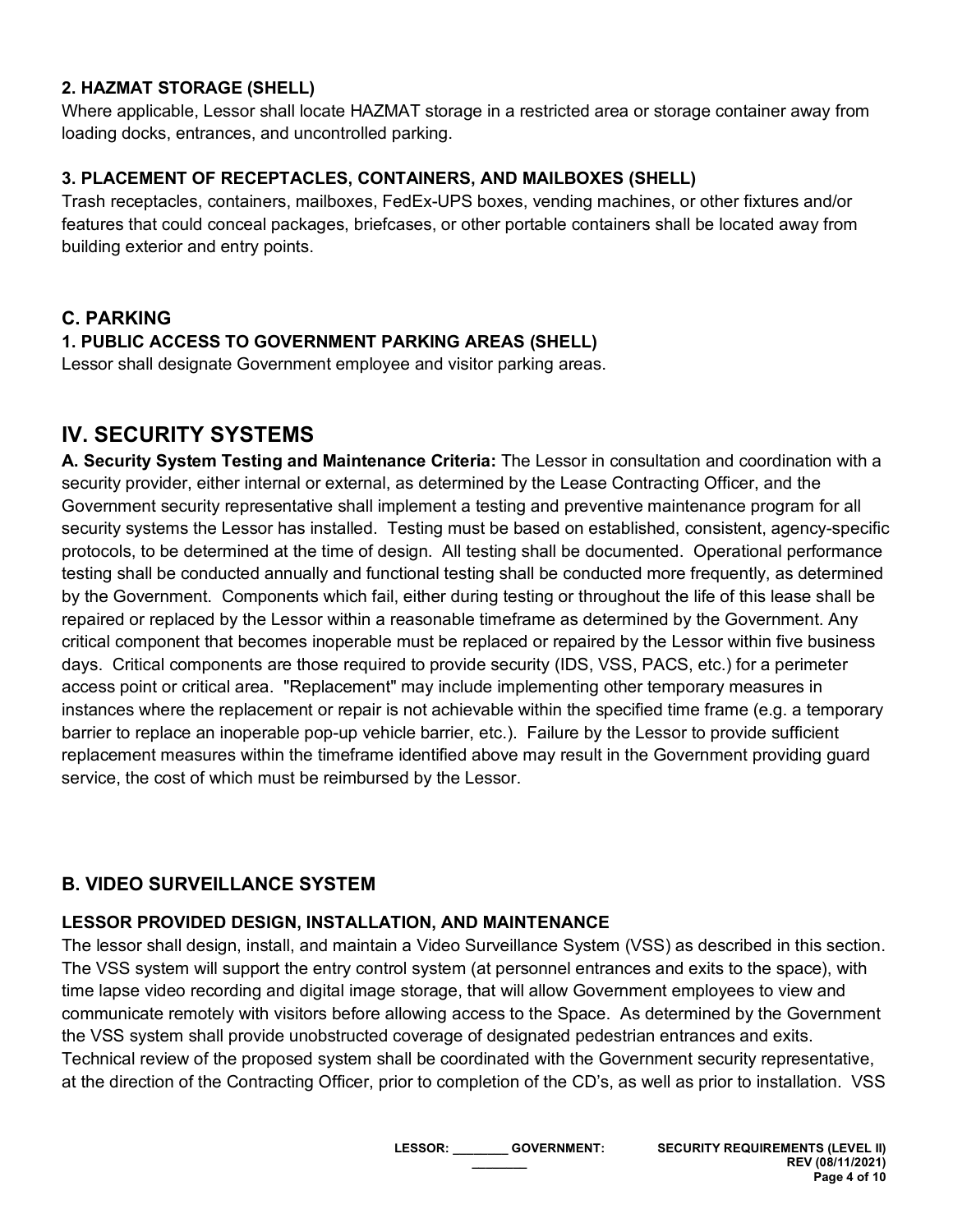### 2. HAZMAT STORAGE (SHELL)

Where applicable, Lessor shall locate HAZMAT storage in a restricted area or storage container away from loading docks, entrances, and uncontrolled parking.

### 3. PLACEMENT OF RECEPTACLES, CONTAINERS, AND MAILBOXES (SHELL)

Trash receptacles, containers, mailboxes, FedEx-UPS boxes, vending machines, or other fixtures and/or features that could conceal packages, briefcases, or other portable containers shall be located away from building exterior and entry points.

## C. PARKING

### 1. PUBLIC ACCESS TO GOVERNMENT PARKING AREAS (SHELL)

Lessor shall designate Government employee and visitor parking areas.

# IV. SECURITY SYSTEMS

**A. Security System Testing and Maintenance Criteria:** The Lessor in consultation and coordination with a security provider, either internal or external, as determined by the Lease Contracting Officer, and the Government security representative shall implement a testing and preventive maintenance program for all security systems the Lessor has installed. Testing must be based on established, consistent, agency-specific protocols, to be determined at the time of design. All testing shall be documented. Operational performance testing shall be conducted annually and functional testing shall be conducted more frequently, as determined by the Government. Components which fail, either during testing or throughout the life of this lease shall be repaired or replaced by the Lessor within a reasonable timeframe as determined by the Government. Any critical component that becomes inoperable must be replaced or repaired by the Lessor within five business days. Critical components are those required to provide security (IDS, VSS, PACS, etc.) for a perimeter access point or critical area. "Replacement" may include implementing other temporary measures in instances where the replacement or repair is not achievable within the specified time frame (e.g. a temporary barrier to replace an inoperable pop-up vehicle barrier, etc.). Failure by the Lessor to provide sufficient replacement measures within the timeframe identified above may result in the Government providing guard service, the cost of which must be reimbursed by the Lessor.

## B. VIDEO SURVEILLANCE SYSTEM

### LESSOR PROVIDED DESIGN, INSTALLATION, AND MAINTENANCE

The lessor shall design, install, and maintain a Video Surveillance System (VSS) as described in this section. The VSS system will support the entry control system (at personnel entrances and exits to the space), with time lapse video recording and digital image storage, that will allow Government employees to view and communicate remotely with visitors before allowing access to the Space. As determined by the Government the VSS system shall provide unobstructed coverage of designated pedestrian entrances and exits. Technical review of the proposed system shall be coordinated with the Government security representative, at the direction of the Contracting Officer, prior to completion of the CD's, as well as prior to installation. VSS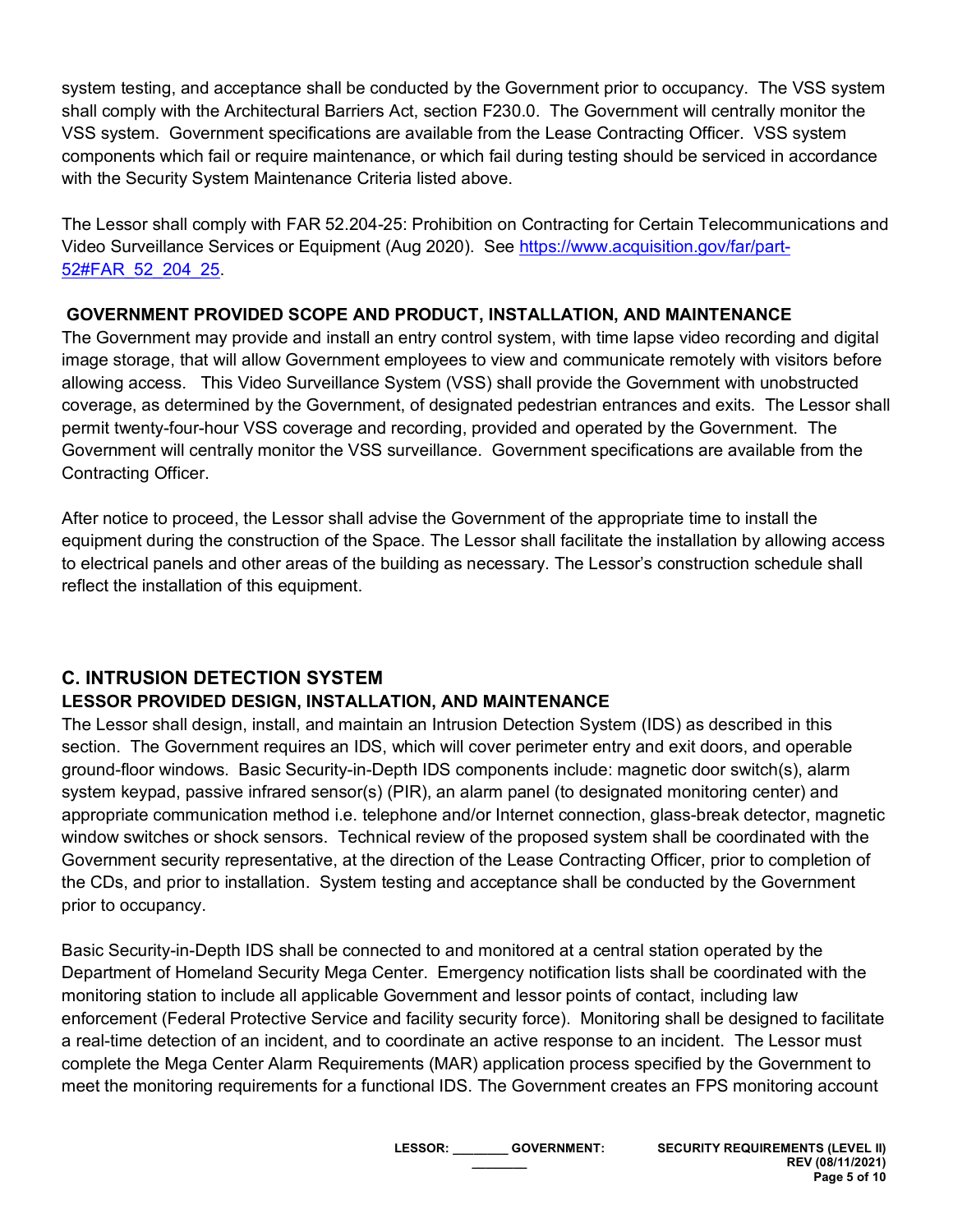system testing, and acceptance shall be conducted by the Government prior to occupancy. The VSS system shall comply with the Architectural Barriers Act, section F230.0. The Government will centrally monitor the VSS system. Government specifications are available from the Lease Contracting Officer. VSS system components which fail or require maintenance, or which fail during testing should be serviced in accordance with the Security System Maintenance Criteria listed above.

The Lessor shall comply with FAR 52.204-25: Prohibition on Contracting for Certain Telecommunications and Video Surveillance Services or Equipment (Aug 2020). See [https://www.acquisition.gov/far/part-52#FAR_52_204_25](https://www.acquisition.gov/far/part-52#FAR_52_204_25).

**GOVERNMENT PROVIDED SCOPE AND PRODUCT, INSTALLATION, AND MAINTENANCE**

The Government may provide and install an entry control system, with time lapse video recording and digital image storage, that will allow Government employees to view and communicate remotely with visitors before allowing access. This Video Surveillance System (VSS) shall provide the Government with unobstructed coverage, as determined by the Government, of designated pedestrian entrances and exits. The Lessor shall permit twenty-four-hour VSS coverage and recording, provided and operated by the Government. The Government will centrally monitor the VSS surveillance. Government specifications are available from the Contracting Officer.

After notice to proceed, the Lessor shall advise the Government of the appropriate time to install the equipment during the construction of the Space. The Lessor shall facilitate the installation by allowing access to electrical panels and other areas of the building as necessary. The Lessor's construction schedule shall reflect the installation of this equipment.

## C. INTRUSION DETECTION SYSTEM

**LESSOR PROVIDED DESIGN, INSTALLATION, AND MAINTENANCE**

The Lessor shall design, install, and maintain an Intrusion Detection System (IDS) as described in this section. The Government requires an IDS, which will cover perimeter entry and exit doors, and operable ground-floor windows. Basic Security-in-Depth IDS components include: magnetic door switch(s), alarm system keypad, passive infrared sensor(s) (PIR), an alarm panel (to designated monitoring center) and appropriate communication method i.e. telephone and/or Internet connection, glass-break detector, magnetic window switches or shock sensors. Technical review of the proposed system shall be coordinated with the Government security representative, at the direction of the Lease Contracting Officer, prior to completion of the CDs, and prior to installation. System testing and acceptance shall be conducted by the Government prior to occupancy.

Basic Security-in-Depth IDS shall be connected to and monitored at a central station operated by the Department of Homeland Security Mega Center. Emergency notification lists shall be coordinated with the monitoring station to include all applicable Government and lessor points of contact, including law enforcement (Federal Protective Service and facility security force). Monitoring shall be designed to facilitate a real-time detection of an incident, and to coordinate an active response to an incident. The Lessor must complete the Mega Center Alarm Requirements (MAR) application process specified by the Government to meet the monitoring requirements for a functional IDS. The Government creates an FPS monitoring account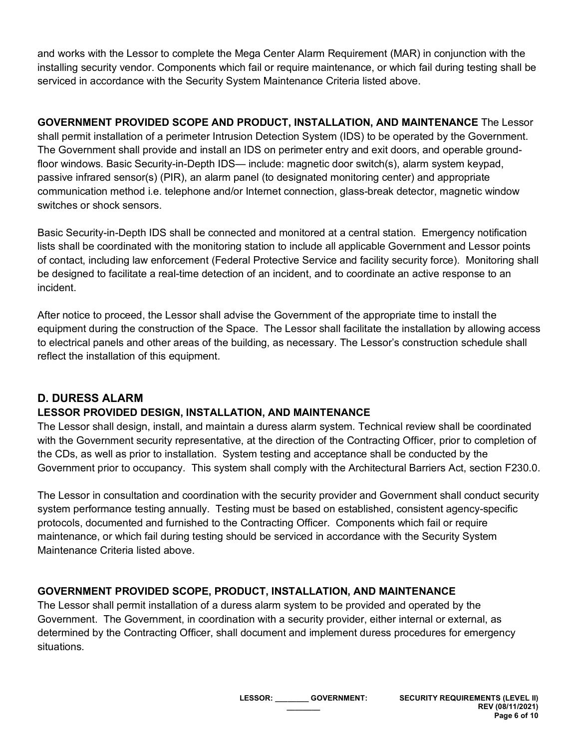and works with the Lessor to complete the Mega Center Alarm Requirement (MAR) in conjunction with the installing security vendor. Components which fail or require maintenance, or which fail during testing shall be serviced in accordance with the Security System Maintenance Criteria listed above.

**GOVERNMENT PROVIDED SCOPE AND PRODUCT, INSTALLATION, AND MAINTENANCE** The Lessor shall permit installation of a perimeter Intrusion Detection System (IDS) to be operated by the Government. The Government shall provide and install an IDS on perimeter entry and exit doors, and operable ground-floor windows. Basic Security-in-Depth IDS— include: magnetic door switch(s), alarm system keypad, passive infrared sensor(s) (PIR), an alarm panel (to designated monitoring center) and appropriate communication method i.e. telephone and/or Internet connection, glass-break detector, magnetic window switches or shock sensors.

Basic Security-in-Depth IDS shall be connected and monitored at a central station. Emergency notification lists shall be coordinated with the monitoring station to include all applicable Government and Lessor points of contact, including law enforcement (Federal Protective Service and facility security force). Monitoring shall be designed to facilitate a real-time detection of an incident, and to coordinate an active response to an incident.

After notice to proceed, the Lessor shall advise the Government of the appropriate time to install the equipment during the construction of the Space. The Lessor shall facilitate the installation by allowing access to electrical panels and other areas of the building, as necessary. The Lessor's construction schedule shall reflect the installation of this equipment.

## D. DURESS ALARM

**LESSOR PROVIDED DESIGN, INSTALLATION, AND MAINTENANCE**

The Lessor shall design, install, and maintain a duress alarm system. Technical review shall be coordinated with the Government security representative, at the direction of the Contracting Officer, prior to completion of the CDs, as well as prior to installation. System testing and acceptance shall be conducted by the Government prior to occupancy. This system shall comply with the Architectural Barriers Act, section F230.0.

The Lessor in consultation and coordination with the security provider and Government shall conduct security system performance testing annually. Testing must be based on established, consistent agency-specific protocols, documented and furnished to the Contracting Officer. Components which fail or require maintenance, or which fail during testing should be serviced in accordance with the Security System Maintenance Criteria listed above.

**GOVERNMENT PROVIDED SCOPE, PRODUCT, INSTALLATION, AND MAINTENANCE**

The Lessor shall permit installation of a duress alarm system to be provided and operated by the Government. The Government, in coordination with a security provider, either internal or external, as determined by the Contracting Officer, shall document and implement duress procedures for emergency situations.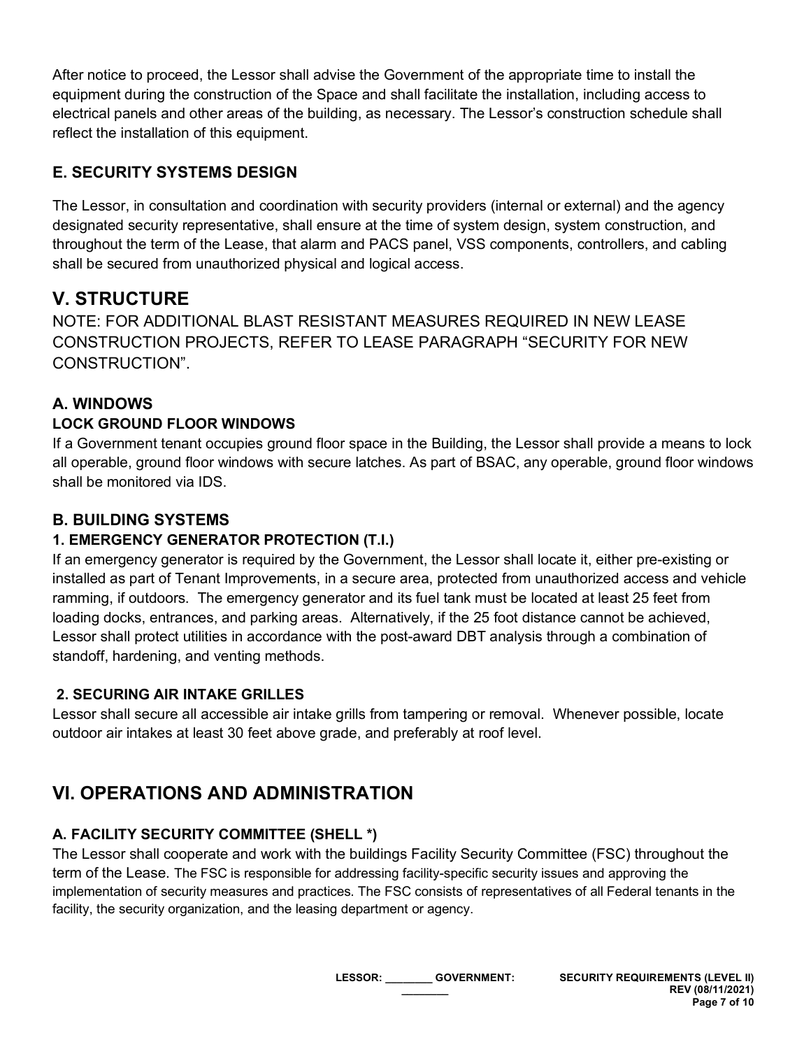After notice to proceed, the Lessor shall advise the Government of the appropriate time to install the equipment during the construction of the Space and shall facilitate the installation, including access to electrical panels and other areas of the building, as necessary. The Lessor's construction schedule shall reflect the installation of this equipment.

### E. SECURITY SYSTEMS DESIGN

The Lessor, in consultation and coordination with security providers (internal or external) and the agency designated security representative, shall ensure at the time of system design, system construction, and throughout the term of the Lease, that alarm and PACS panel, VSS components, controllers, and cabling shall be secured from unauthorized physical and logical access.

## V. STRUCTURE

NOTE: FOR ADDITIONAL BLAST RESISTANT MEASURES REQUIRED IN NEW LEASE CONSTRUCTION PROJECTS, REFER TO LEASE PARAGRAPH "SECURITY FOR NEW CONSTRUCTION".

### A. WINDOWS

#### LOCK GROUND FLOOR WINDOWS

If a Government tenant occupies ground floor space in the Building, the Lessor shall provide a means to lock all operable, ground floor windows with secure latches. As part of BSAC, any operable, ground floor windows shall be monitored via IDS.

### B. BUILDING SYSTEMS

#### 1. EMERGENCY GENERATOR PROTECTION (T.I.)

If an emergency generator is required by the Government, the Lessor shall locate it, either pre-existing or installed as part of Tenant Improvements, in a secure area, protected from unauthorized access and vehicle ramming, if outdoors. The emergency generator and its fuel tank must be located at least 25 feet from loading docks, entrances, and parking areas. Alternatively, if the 25 foot distance cannot be achieved, Lessor shall protect utilities in accordance with the post-award DBT analysis through a combination of standoff, hardening, and venting methods.

#### 2. SECURING AIR INTAKE GRILLES

Lessor shall secure all accessible air intake grills from tampering or removal. Whenever possible, locate outdoor air intakes at least 30 feet above grade, and preferably at roof level.

## VI. OPERATIONS AND ADMINISTRATION

### A. FACILITY SECURITY COMMITTEE (SHELL *)

The Lessor shall cooperate and work with the buildings Facility Security Committee (FSC) throughout the term of the Lease. The FSC is responsible for addressing facility-specific security issues and approving the implementation of security measures and practices. The FSC consists of representatives of all Federal tenants in the facility, the security organization, and the leasing department or agency.

LESSOR: ________ GOVERNMENT: ________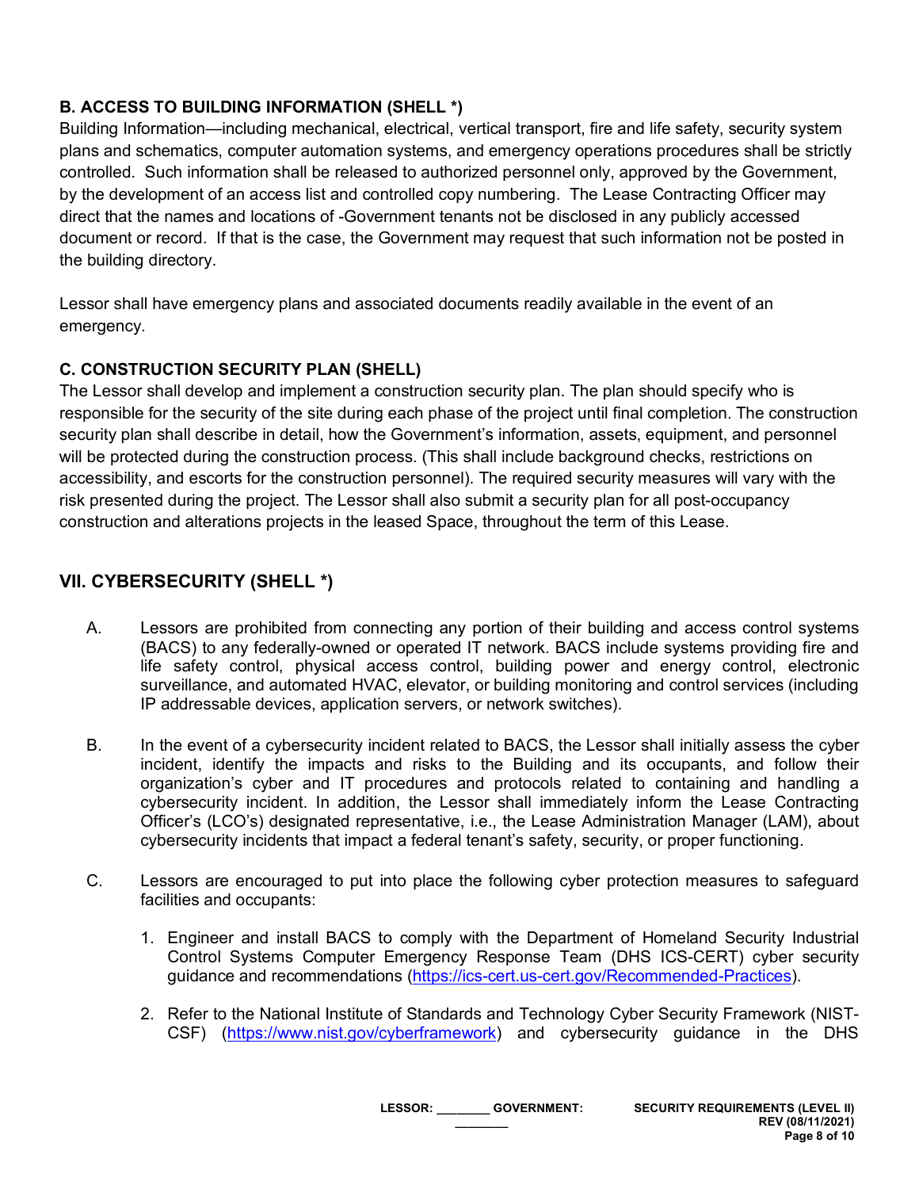### B. ACCESS TO BUILDING INFORMATION (SHELL *)

Building Information—including mechanical, electrical, vertical transport, fire and life safety, security system plans and schematics, computer automation systems, and emergency operations procedures shall be strictly controlled. Such information shall be released to authorized personnel only, approved by the Government, by the development of an access list and controlled copy numbering. The Lease Contracting Officer may direct that the names and locations of -Government tenants not be disclosed in any publicly accessed document or record. If that is the case, the Government may request that such information not be posted in the building directory.

Lessor shall have emergency plans and associated documents readily available in the event of an emergency.

### C. CONSTRUCTION SECURITY PLAN (SHELL)

The Lessor shall develop and implement a construction security plan. The plan should specify who is responsible for the security of the site during each phase of the project until final completion. The construction security plan shall describe in detail, how the Government's information, assets, equipment, and personnel will be protected during the construction process. (This shall include background checks, restrictions on accessibility, and escorts for the construction personnel). The required security measures will vary with the risk presented during the project. The Lessor shall also submit a security plan for all post-occupancy construction and alterations projects in the leased Space, throughout the term of this Lease.

## VII. CYBERSECURITY (SHELL *)

A. Lessors are prohibited from connecting any portion of their building and access control systems (BACS) to any federally-owned or operated IT network. BACS include systems providing fire and life safety control, physical access control, building power and energy control, electronic surveillance, and automated HVAC, elevator, or building monitoring and control services (including IP addressable devices, application servers, or network switches).

B. In the event of a cybersecurity incident related to BACS, the Lessor shall initially assess the cyber incident, identify the impacts and risks to the Building and its occupants, and follow their organization's cyber and IT procedures and protocols related to containing and handling a cybersecurity incident. In addition, the Lessor shall immediately inform the Lease Contracting Officer's (LCO's) designated representative, i.e., the Lease Administration Manager (LAM), about cybersecurity incidents that impact a federal tenant's safety, security, or proper functioning.

C. Lessors are encouraged to put into place the following cyber protection measures to safeguard facilities and occupants:

1. Engineer and install BACS to comply with the Department of Homeland Security Industrial Control Systems Computer Emergency Response Team (DHS ICS-CERT) cyber security guidance and recommendations (https://ics-cert.us-cert.gov/Recommended-Practices).
2. Refer to the National Institute of Standards and Technology Cyber Security Framework (NIST-CSF) (https://www.nist.gov/cyberframework) and cybersecurity guidance in the DHS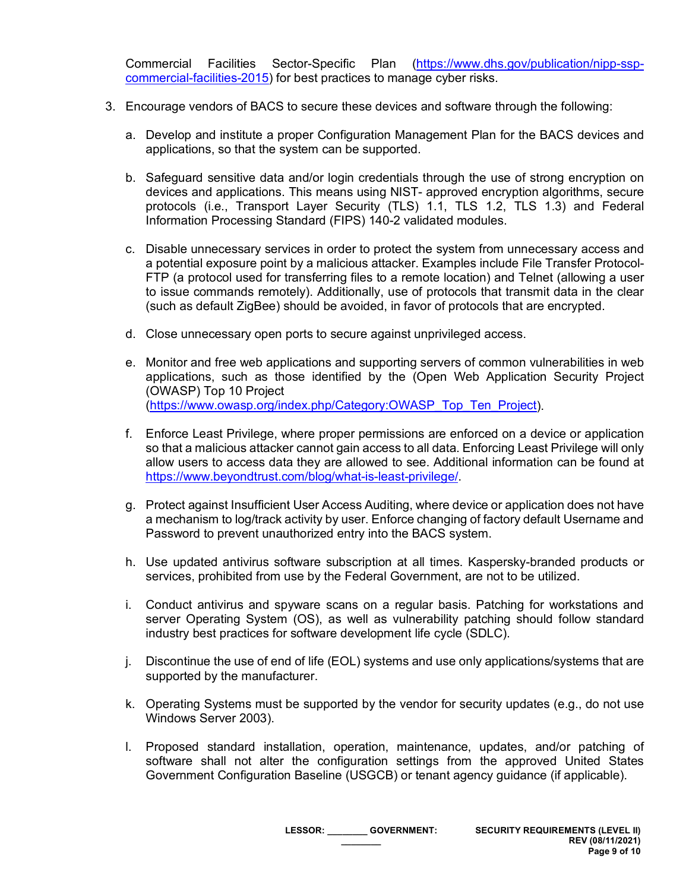Commercial Facilities Sector-Specific Plan (https://www.dhs.gov/publication/nipp-ssp-commercial-facilities-2015) for best practices to manage cyber risks.

3. Encourage vendors of BACS to secure these devices and software through the following:

   a. Develop and institute a proper Configuration Management Plan for the BACS devices and applications, so that the system can be supported.

   b. Safeguard sensitive data and/or login credentials through the use of strong encryption on devices and applications. This means using NIST- approved encryption algorithms, secure protocols (i.e., Transport Layer Security (TLS) 1.1, TLS 1.2, TLS 1.3) and Federal Information Processing Standard (FIPS) 140-2 validated modules.

   c. Disable unnecessary services in order to protect the system from unnecessary access and a potential exposure point by a malicious attacker. Examples include File Transfer Protocol-FTP (a protocol used for transferring files to a remote location) and Telnet (allowing a user to issue commands remotely). Additionally, use of protocols that transmit data in the clear (such as default ZigBee) should be avoided, in favor of protocols that are encrypted.

   d. Close unnecessary open ports to secure against unprivileged access.

   e. Monitor and free web applications and supporting servers of common vulnerabilities in web applications, such as those identified by the (Open Web Application Security Project (OWASP) Top 10 Project (https://www.owasp.org/index.php/Category:OWASP_Top_Ten_Project).

   f. Enforce Least Privilege, where proper permissions are enforced on a device or application so that a malicious attacker cannot gain access to all data. Enforcing Least Privilege will only allow users to access data they are allowed to see. Additional information can be found at https://www.beyondtrust.com/blog/what-is-least-privilege/.

   g. Protect against Insufficient User Access Auditing, where device or application does not have a mechanism to log/track activity by user. Enforce changing of factory default Username and Password to prevent unauthorized entry into the BACS system.

   h. Use updated antivirus software subscription at all times. Kaspersky-branded products or services, prohibited from use by the Federal Government, are not to be utilized.

   i. Conduct antivirus and spyware scans on a regular basis. Patching for workstations and server Operating System (OS), as well as vulnerability patching should follow standard industry best practices for software development life cycle (SDLC).

   j. Discontinue the use of end of life (EOL) systems and use only applications/systems that are supported by the manufacturer.

   k. Operating Systems must be supported by the vendor for security updates (e.g., do not use Windows Server 2003).

   l. Proposed standard installation, operation, maintenance, updates, and/or patching of software shall not alter the configuration settings from the approved United States Government Configuration Baseline (USGCB) or tenant agency guidance (if applicable).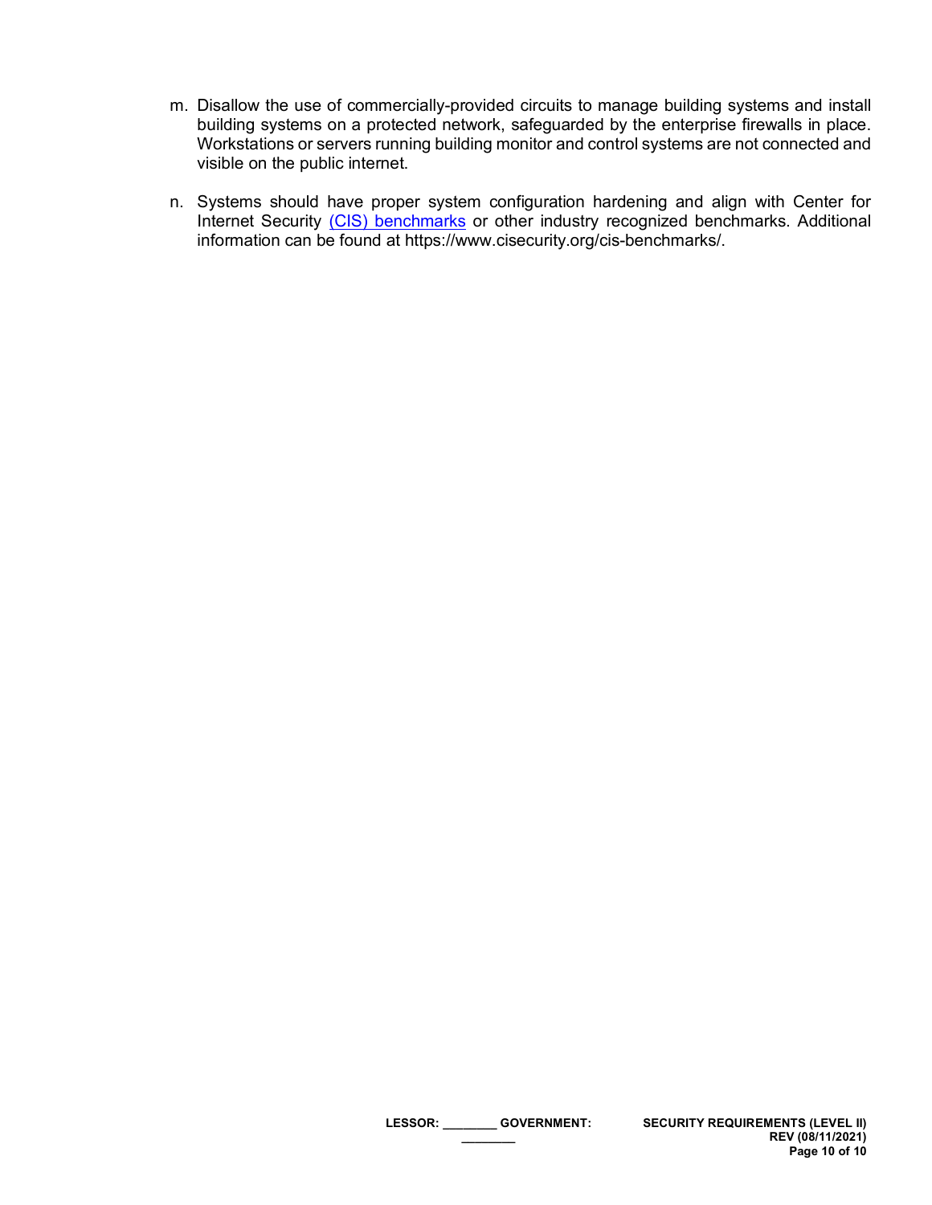m. Disallow the use of commercially-provided circuits to manage building systems and install building systems on a protected network, safeguarded by the enterprise firewalls in place. Workstations or servers running building monitor and control systems are not connected and visible on the public internet.

n. Systems should have proper system configuration hardening and align with Center for Internet Security [(CIS) benchmarks](https://www.cisecurity.org/cis-benchmarks/) or other industry recognized benchmarks. Additional information can be found at https://www.cisecurity.org/cis-benchmarks/.